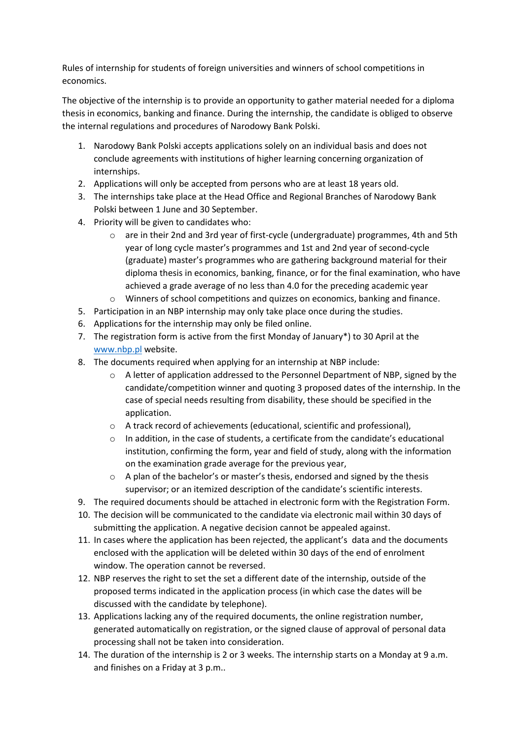Rules of internship for students of foreign universities and winners of school competitions in economics.

The objective of the internship is to provide an opportunity to gather material needed for a diploma thesis in economics, banking and finance. During the internship, the candidate is obliged to observe the internal regulations and procedures of Narodowy Bank Polski.

1. Narodowy Bank Polski accepts applications solely on an individual basis and does not conclude agreements with institutions of higher learning concerning organization of internships.
2. Applications will only be accepted from persons who are at least 18 years old.
3. The internships take place at the Head Office and Regional Branches of Narodowy Bank Polski between 1 June and 30 September.
4. Priority will be given to candidates who:
   - are in their 2nd and 3rd year of first-cycle (undergraduate) programmes, 4th and 5th year of long cycle master's programmes and 1st and 2nd year of second-cycle (graduate) master's programmes who are gathering background material for their diploma thesis in economics, banking, finance, or for the final examination, who have achieved a grade average of no less than 4.0 for the preceding academic year
   - Winners of school competitions and quizzes on economics, banking and finance.
5. Participation in an NBP internship may only take place once during the studies.
6. Applications for the internship may only be filed online.
7. The registration form is active from the first Monday of January*) to 30 April at the [www.nbp.pl](http://www.nbp.pl) website.
8. The documents required when applying for an internship at NBP include:
   - A letter of application addressed to the Personnel Department of NBP, signed by the candidate/competition winner and quoting 3 proposed dates of the internship. In the case of special needs resulting from disability, these should be specified in the application.
   - A track record of achievements (educational, scientific and professional),
   - In addition, in the case of students, a certificate from the candidate's educational institution, confirming the form, year and field of study, along with the information on the examination grade average for the previous year,
   - A plan of the bachelor's or master's thesis, endorsed and signed by the thesis supervisor; or an itemized description of the candidate's scientific interests.
9. The required documents should be attached in electronic form with the Registration Form.
10. The decision will be communicated to the candidate via electronic mail within 30 days of submitting the application. A negative decision cannot be appealed against.
11. In cases where the application has been rejected, the applicant's data and the documents enclosed with the application will be deleted within 30 days of the end of enrolment window. The operation cannot be reversed.
12. NBP reserves the right to set the set a different date of the internship, outside of the proposed terms indicated in the application process (in which case the dates will be discussed with the candidate by telephone).
13. Applications lacking any of the required documents, the online registration number, generated automatically on registration, or the signed clause of approval of personal data processing shall not be taken into consideration.
14. The duration of the internship is 2 or 3 weeks. The internship starts on a Monday at 9 a.m. and finishes on a Friday at 3 p.m..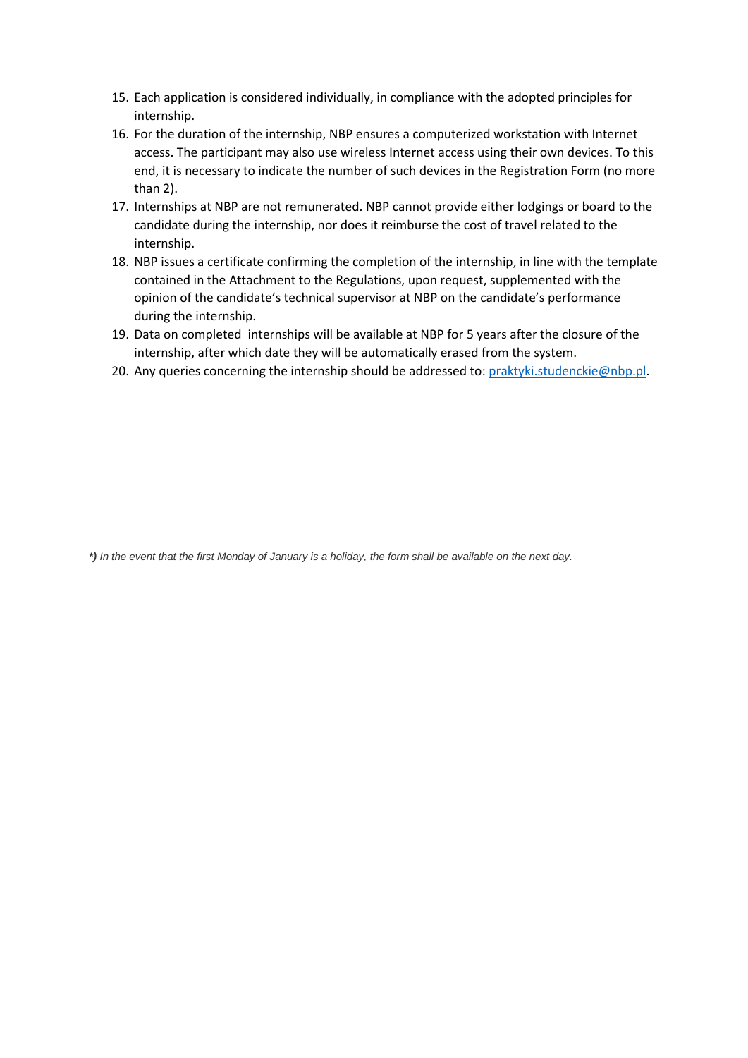15. Each application is considered individually, in compliance with the adopted principles for internship.
16. For the duration of the internship, NBP ensures a computerized workstation with Internet access. The participant may also use wireless Internet access using their own devices. To this end, it is necessary to indicate the number of such devices in the Registration Form (no more than 2).
17. Internships at NBP are not remunerated. NBP cannot provide either lodgings or board to the candidate during the internship, nor does it reimburse the cost of travel related to the internship.
18. NBP issues a certificate confirming the completion of the internship, in line with the template contained in the Attachment to the Regulations, upon request, supplemented with the opinion of the candidate's technical supervisor at NBP on the candidate's performance during the internship.
19. Data on completed internships will be available at NBP for 5 years after the closure of the internship, after which date they will be automatically erased from the system.
20. Any queries concerning the internship should be addressed to: [praktyki.studenckie@nbp.pl](mailto:praktyki.studenckie@nbp.pl).

***)** *In the event that the first Monday of January is a holiday, the form shall be available on the next day.*